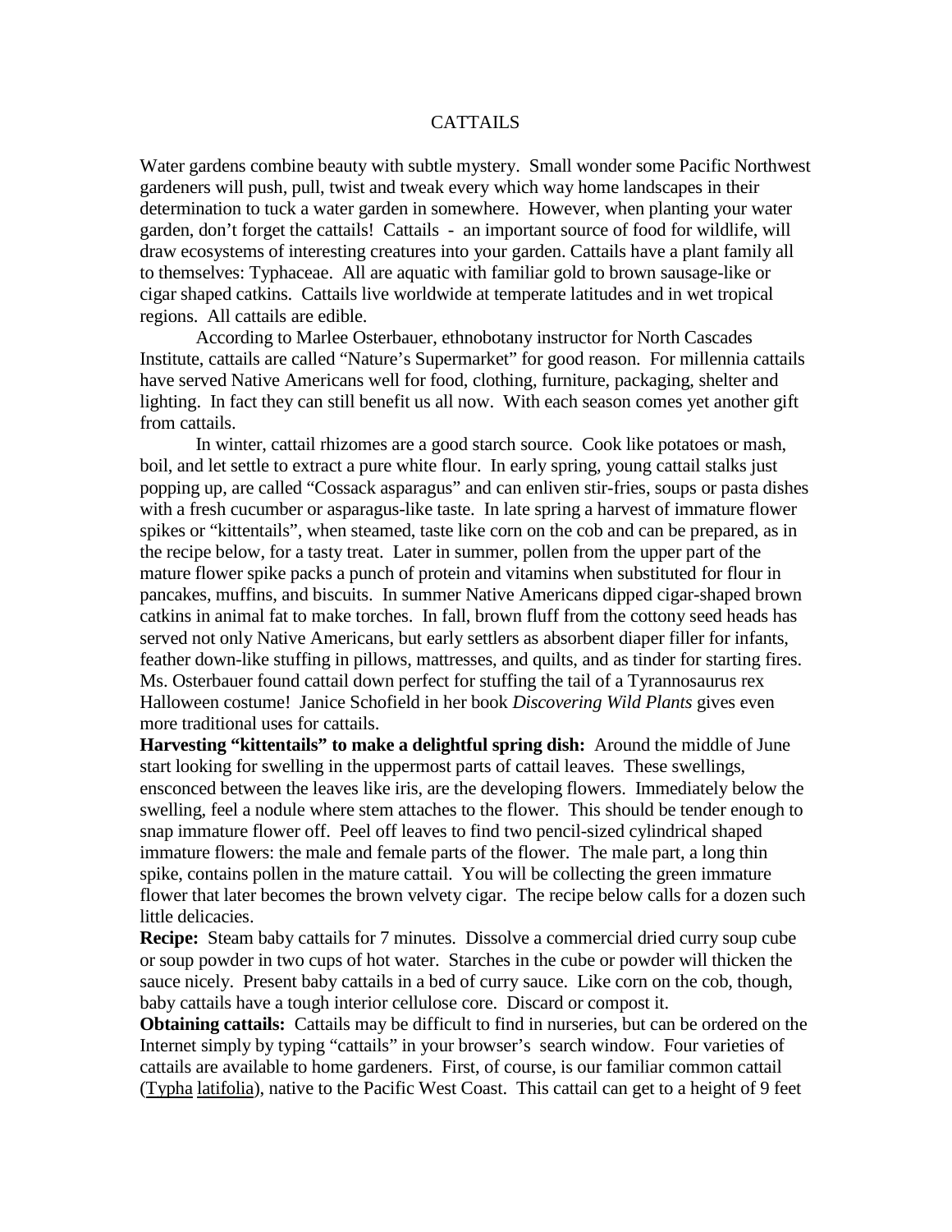# CATTAILS

Water gardens combine beauty with subtle mystery. Small wonder some Pacific Northwest gardeners will push, pull, twist and tweak every which way home landscapes in their determination to tuck a water garden in somewhere. However, when planting your water garden, don't forget the cattails! Cattails - an important source of food for wildlife, will draw ecosystems of interesting creatures into your garden. Cattails have a plant family all to themselves: Typhaceae. All are aquatic with familiar gold to brown sausage-like or cigar shaped catkins. Cattails live worldwide at temperate latitudes and in wet tropical regions. All cattails are edible.

According to Marlee Osterbauer, ethnobotany instructor for North Cascades Institute, cattails are called "Nature's Supermarket" for good reason. For millennia cattails have served Native Americans well for food, clothing, furniture, packaging, shelter and lighting. In fact they can still benefit us all now. With each season comes yet another gift from cattails.

In winter, cattail rhizomes are a good starch source. Cook like potatoes or mash, boil, and let settle to extract a pure white flour. In early spring, young cattail stalks just popping up, are called "Cossack asparagus" and can enliven stir-fries, soups or pasta dishes with a fresh cucumber or asparagus-like taste. In late spring a harvest of immature flower spikes or "kittentails", when steamed, taste like corn on the cob and can be prepared, as in the recipe below, for a tasty treat. Later in summer, pollen from the upper part of the mature flower spike packs a punch of protein and vitamins when substituted for flour in pancakes, muffins, and biscuits. In summer Native Americans dipped cigar-shaped brown catkins in animal fat to make torches. In fall, brown fluff from the cottony seed heads has served not only Native Americans, but early settlers as absorbent diaper filler for infants, feather down-like stuffing in pillows, mattresses, and quilts, and as tinder for starting fires. Ms. Osterbauer found cattail down perfect for stuffing the tail of a Tyrannosaurus rex Halloween costume! Janice Schofield in her book *Discovering Wild Plants* gives even more traditional uses for cattails.

**Harvesting "kittentails" to make a delightful spring dish:** Around the middle of June start looking for swelling in the uppermost parts of cattail leaves. These swellings, ensconced between the leaves like iris, are the developing flowers. Immediately below the swelling, feel a nodule where stem attaches to the flower. This should be tender enough to snap immature flower off. Peel off leaves to find two pencil-sized cylindrical shaped immature flowers: the male and female parts of the flower. The male part, a long thin spike, contains pollen in the mature cattail. You will be collecting the green immature flower that later becomes the brown velvety cigar. The recipe below calls for a dozen such little delicacies.

**Recipe:** Steam baby cattails for 7 minutes. Dissolve a commercial dried curry soup cube or soup powder in two cups of hot water. Starches in the cube or powder will thicken the sauce nicely. Present baby cattails in a bed of curry sauce. Like corn on the cob, though, baby cattails have a tough interior cellulose core. Discard or compost it.

**Obtaining cattails:** Cattails may be difficult to find in nurseries, but can be ordered on the Internet simply by typing "cattails" in your browser's search window. Four varieties of cattails are available to home gardeners. First, of course, is our familiar common cattail (Typha latifolia), native to the Pacific West Coast. This cattail can get to a height of 9 feet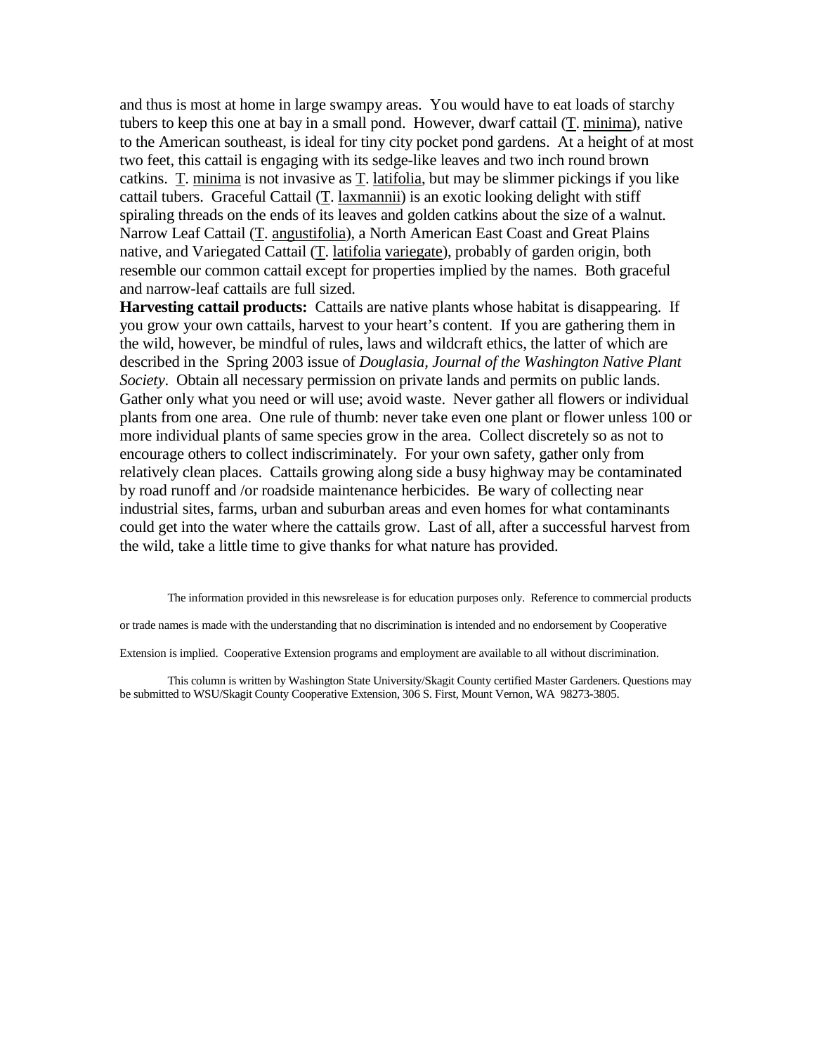and thus is most at home in large swampy areas. You would have to eat loads of starchy tubers to keep this one at bay in a small pond. However, dwarf cattail (T. minima), native to the American southeast, is ideal for tiny city pocket pond gardens. At a height of at most two feet, this cattail is engaging with its sedge-like leaves and two inch round brown catkins. T. minima is not invasive as T. latifolia, but may be slimmer pickings if you like cattail tubers. Graceful Cattail (T. laxmannii) is an exotic looking delight with stiff spiraling threads on the ends of its leaves and golden catkins about the size of a walnut. Narrow Leaf Cattail (T. angustifolia), a North American East Coast and Great Plains native, and Variegated Cattail (T. latifolia variegate), probably of garden origin, both resemble our common cattail except for properties implied by the names. Both graceful and narrow-leaf cattails are full sized.

**Harvesting cattail products:** Cattails are native plants whose habitat is disappearing. If you grow your own cattails, harvest to your heart's content. If you are gathering them in the wild, however, be mindful of rules, laws and wildcraft ethics, the latter of which are described in the Spring 2003 issue of *Douglasia, Journal of the Washington Native Plant Society*. Obtain all necessary permission on private lands and permits on public lands. Gather only what you need or will use; avoid waste. Never gather all flowers or individual plants from one area. One rule of thumb: never take even one plant or flower unless 100 or more individual plants of same species grow in the area. Collect discretely so as not to encourage others to collect indiscriminately. For your own safety, gather only from relatively clean places. Cattails growing along side a busy highway may be contaminated by road runoff and /or roadside maintenance herbicides. Be wary of collecting near industrial sites, farms, urban and suburban areas and even homes for what contaminants could get into the water where the cattails grow. Last of all, after a successful harvest from the wild, take a little time to give thanks for what nature has provided.

The information provided in this newsrelease is for education purposes only. Reference to commercial products or trade names is made with the understanding that no discrimination is intended and no endorsement by Cooperative Extension is implied. Cooperative Extension programs and employment are available to all without discrimination.

This column is written by Washington State University/Skagit County certified Master Gardeners. Questions may be submitted to WSU/Skagit County Cooperative Extension, 306 S. First, Mount Vernon, WA 98273-3805.